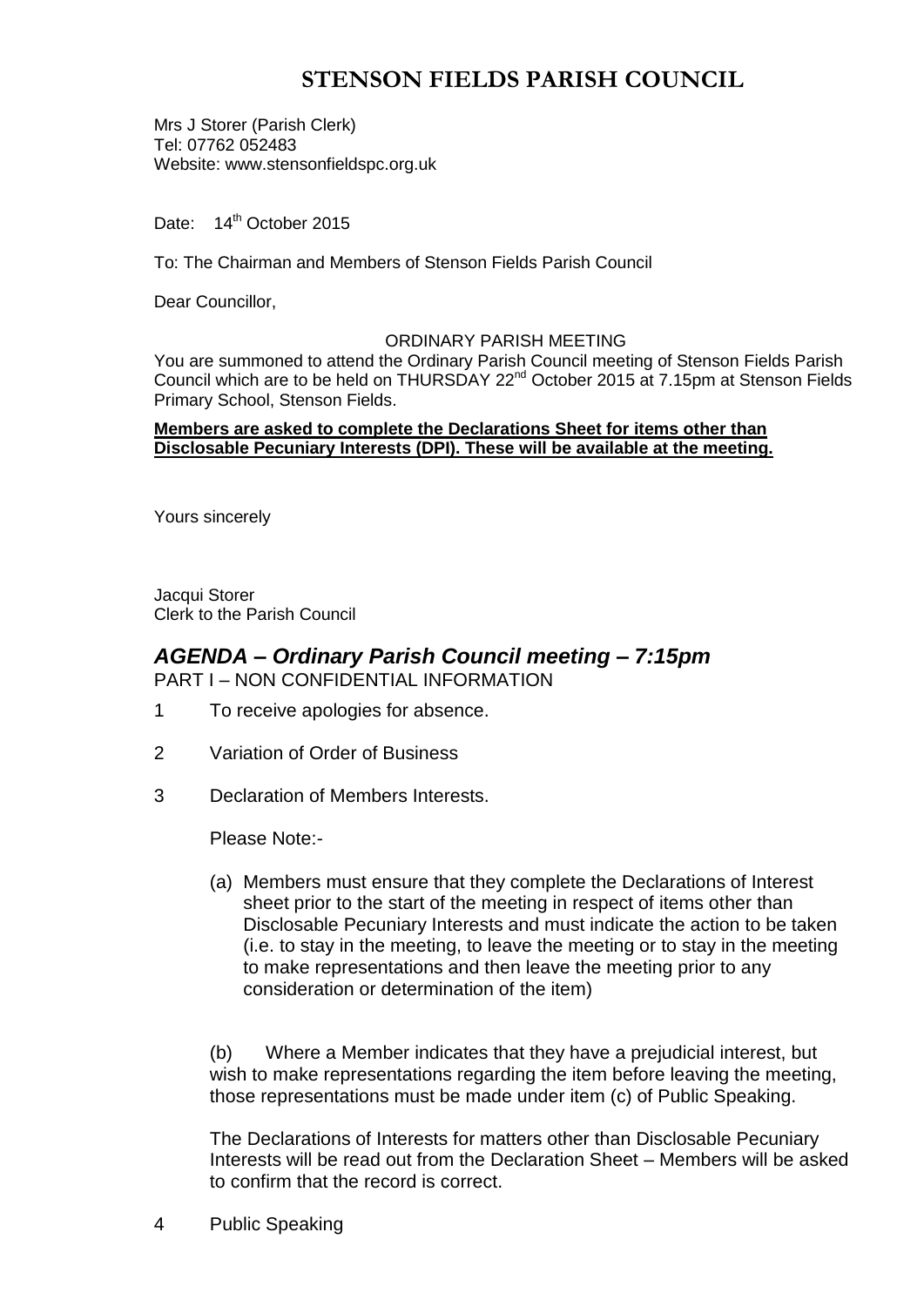# STENSON FIELDS PARISH COUNCIL

Mrs J Storer (Parish Clerk)
Tel: 07762 052483
Website: www.stensonfieldspc.org.uk

Date: 14th October 2015

To: The Chairman and Members of Stenson Fields Parish Council

Dear Councillor,

ORDINARY PARISH MEETING

You are summoned to attend the Ordinary Parish Council meeting of Stenson Fields Parish Council which are to be held on THURSDAY 22nd October 2015 at 7.15pm at Stenson Fields Primary School, Stenson Fields.

**Members are asked to complete the Declarations Sheet for items other than Disclosable Pecuniary Interests (DPI). These will be available at the meeting.**

Yours sincerely

Jacqui Storer
Clerk to the Parish Council

## *AGENDA – Ordinary Parish Council meeting – 7:15pm*

PART I – NON CONFIDENTIAL INFORMATION

1 To receive apologies for absence.

2 Variation of Order of Business

3 Declaration of Members Interests.

Please Note:-

(a) Members must ensure that they complete the Declarations of Interest sheet prior to the start of the meeting in respect of items other than Disclosable Pecuniary Interests and must indicate the action to be taken (i.e. to stay in the meeting, to leave the meeting or to stay in the meeting to make representations and then leave the meeting prior to any consideration or determination of the item)

(b) Where a Member indicates that they have a prejudicial interest, but wish to make representations regarding the item before leaving the meeting, those representations must be made under item (c) of Public Speaking.

The Declarations of Interests for matters other than Disclosable Pecuniary Interests will be read out from the Declaration Sheet – Members will be asked to confirm that the record is correct.

4 Public Speaking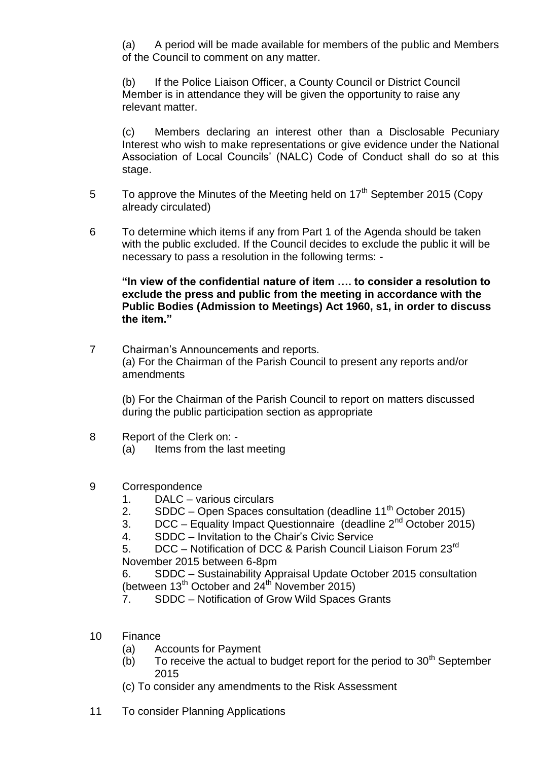(a) A period will be made available for members of the public and Members of the Council to comment on any matter.

(b) If the Police Liaison Officer, a County Council or District Council Member is in attendance they will be given the opportunity to raise any relevant matter.

(c) Members declaring an interest other than a Disclosable Pecuniary Interest who wish to make representations or give evidence under the National Association of Local Councils' (NALC) Code of Conduct shall do so at this stage.

5 To approve the Minutes of the Meeting held on 17th September 2015 (Copy already circulated)

6 To determine which items if any from Part 1 of the Agenda should be taken with the public excluded. If the Council decides to exclude the public it will be necessary to pass a resolution in the following terms: -

**"In view of the confidential nature of item …. to consider a resolution to exclude the press and public from the meeting in accordance with the Public Bodies (Admission to Meetings) Act 1960, s1, in order to discuss the item."**

7 Chairman's Announcements and reports.
(a) For the Chairman of the Parish Council to present any reports and/or amendments

(b) For the Chairman of the Parish Council to report on matters discussed during the public participation section as appropriate

8 Report of the Clerk on: -
(a) Items from the last meeting

9 Correspondence
1. DALC – various circulars
2. SDDC – Open Spaces consultation (deadline 11th October 2015)
3. DCC – Equality Impact Questionnaire (deadline 2nd October 2015)
4. SDDC – Invitation to the Chair's Civic Service
5. DCC – Notification of DCC & Parish Council Liaison Forum 23rd November 2015 between 6-8pm
6. SDDC – Sustainability Appraisal Update October 2015 consultation (between 13th October and 24th November 2015)
7. SDDC – Notification of Grow Wild Spaces Grants

10 Finance
(a) Accounts for Payment
(b) To receive the actual to budget report for the period to 30th September 2015
(c) To consider any amendments to the Risk Assessment

11 To consider Planning Applications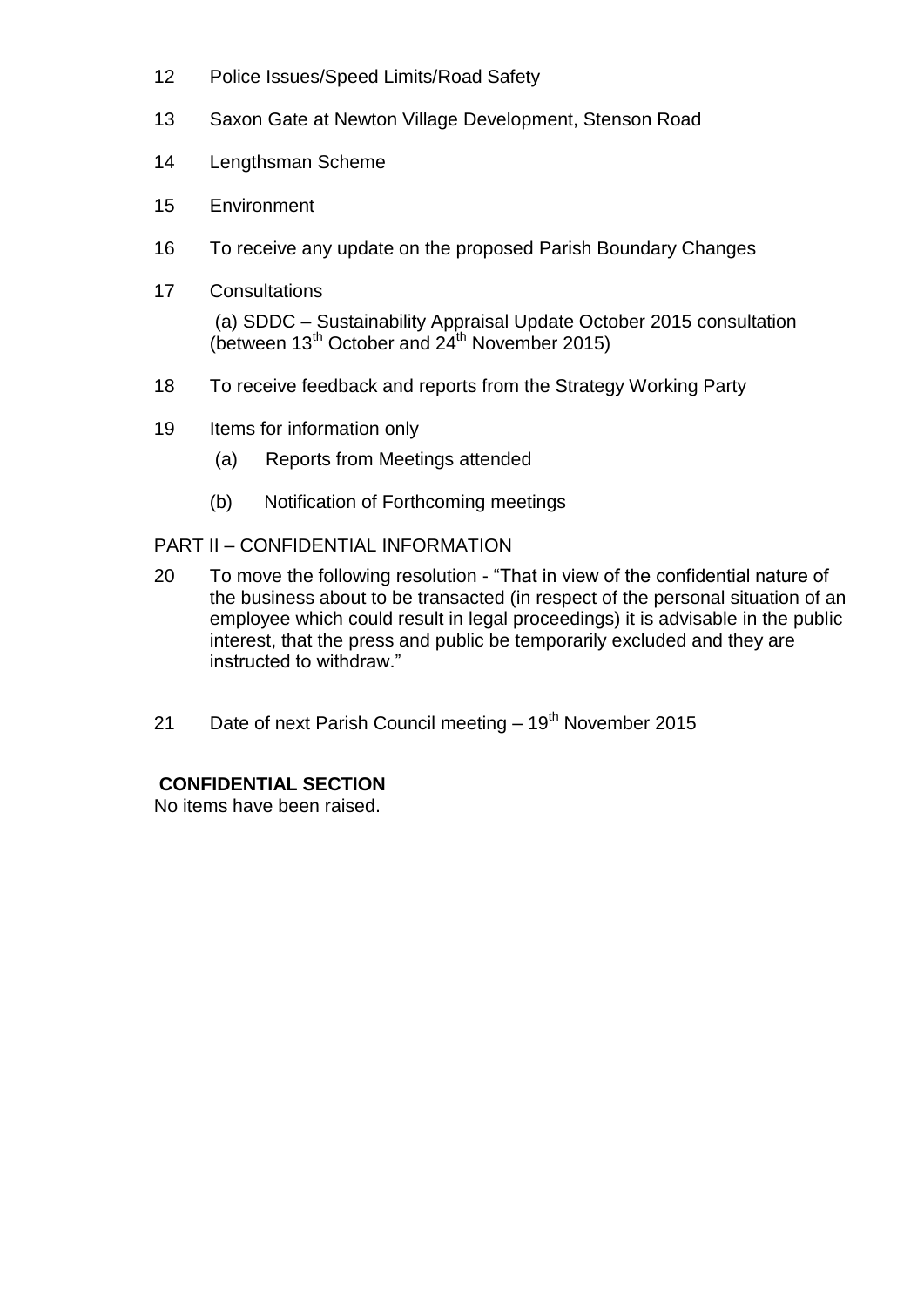12 Police Issues/Speed Limits/Road Safety

13 Saxon Gate at Newton Village Development, Stenson Road

14 Lengthsman Scheme

15 Environment

16 To receive any update on the proposed Parish Boundary Changes

17 Consultations

(a) SDDC – Sustainability Appraisal Update October 2015 consultation (between 13th October and 24th November 2015)

18 To receive feedback and reports from the Strategy Working Party

19 Items for information only

(a) Reports from Meetings attended

(b) Notification of Forthcoming meetings

PART II – CONFIDENTIAL INFORMATION

20 To move the following resolution - "That in view of the confidential nature of the business about to be transacted (in respect of the personal situation of an employee which could result in legal proceedings) it is advisable in the public interest, that the press and public be temporarily excluded and they are instructed to withdraw."

21 Date of next Parish Council meeting – 19th November 2015

**CONFIDENTIAL SECTION**

No items have been raised.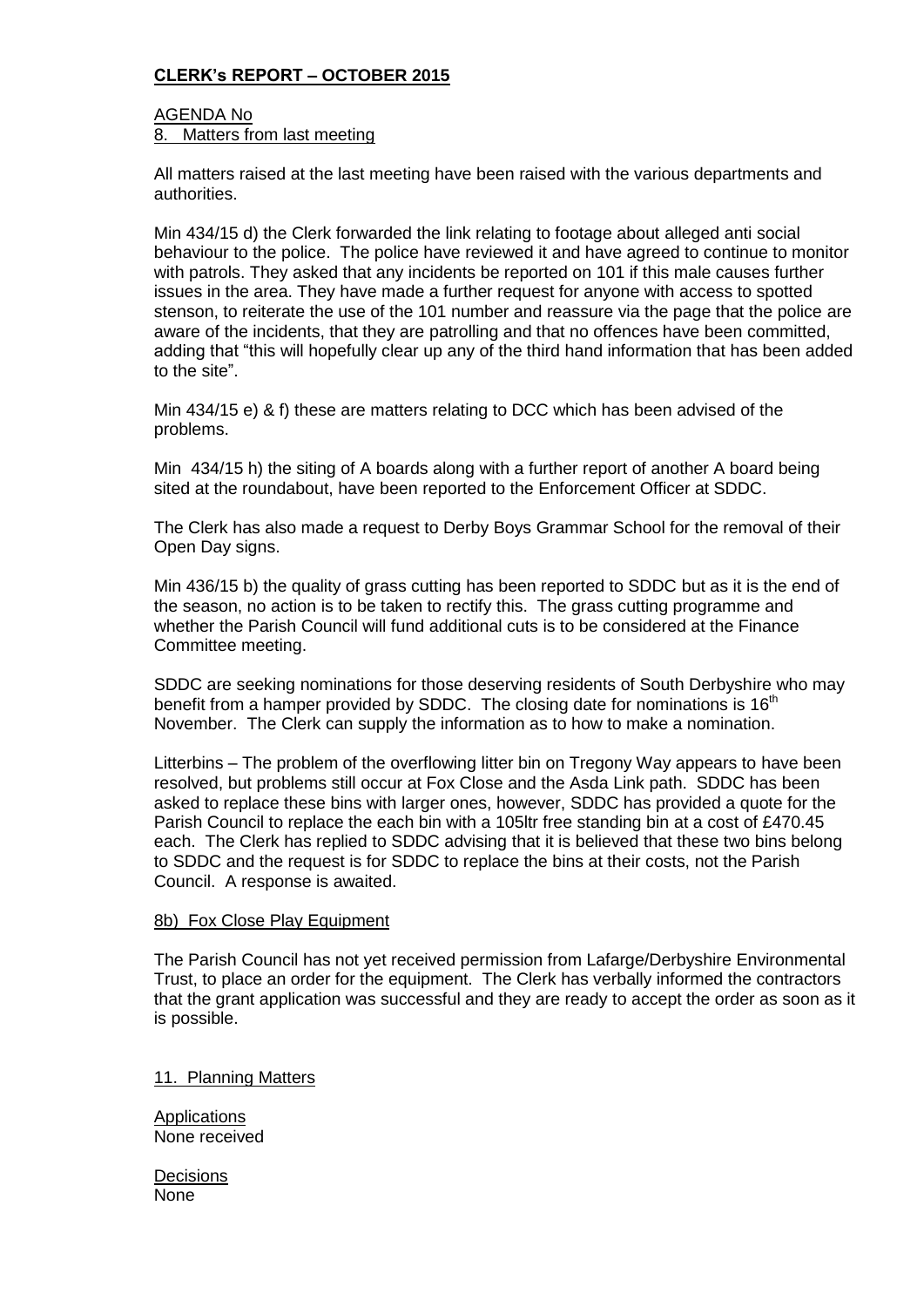## CLERK's REPORT – OCTOBER 2015

AGENDA No

8. Matters from last meeting

All matters raised at the last meeting have been raised with the various departments and authorities.

Min 434/15 d) the Clerk forwarded the link relating to footage about alleged anti social behaviour to the police. The police have reviewed it and have agreed to continue to monitor with patrols. They asked that any incidents be reported on 101 if this male causes further issues in the area. They have made a further request for anyone with access to spotted stenson, to reiterate the use of the 101 number and reassure via the page that the police are aware of the incidents, that they are patrolling and that no offences have been committed, adding that "this will hopefully clear up any of the third hand information that has been added to the site".

Min 434/15 e) & f) these are matters relating to DCC which has been advised of the problems.

Min 434/15 h) the siting of A boards along with a further report of another A board being sited at the roundabout, have been reported to the Enforcement Officer at SDDC.

The Clerk has also made a request to Derby Boys Grammar School for the removal of their Open Day signs.

Min 436/15 b) the quality of grass cutting has been reported to SDDC but as it is the end of the season, no action is to be taken to rectify this. The grass cutting programme and whether the Parish Council will fund additional cuts is to be considered at the Finance Committee meeting.

SDDC are seeking nominations for those deserving residents of South Derbyshire who may benefit from a hamper provided by SDDC. The closing date for nominations is 16th November. The Clerk can supply the information as to how to make a nomination.

Litterbins – The problem of the overflowing litter bin on Tregony Way appears to have been resolved, but problems still occur at Fox Close and the Asda Link path. SDDC has been asked to replace these bins with larger ones, however, SDDC has provided a quote for the Parish Council to replace the each bin with a 105ltr free standing bin at a cost of £470.45 each. The Clerk has replied to SDDC advising that it is believed that these two bins belong to SDDC and the request is for SDDC to replace the bins at their costs, not the Parish Council. A response is awaited.

8b) Fox Close Play Equipment

The Parish Council has not yet received permission from Lafarge/Derbyshire Environmental Trust, to place an order for the equipment. The Clerk has verbally informed the contractors that the grant application was successful and they are ready to accept the order as soon as it is possible.

11. Planning Matters

Applications
None received

Decisions
None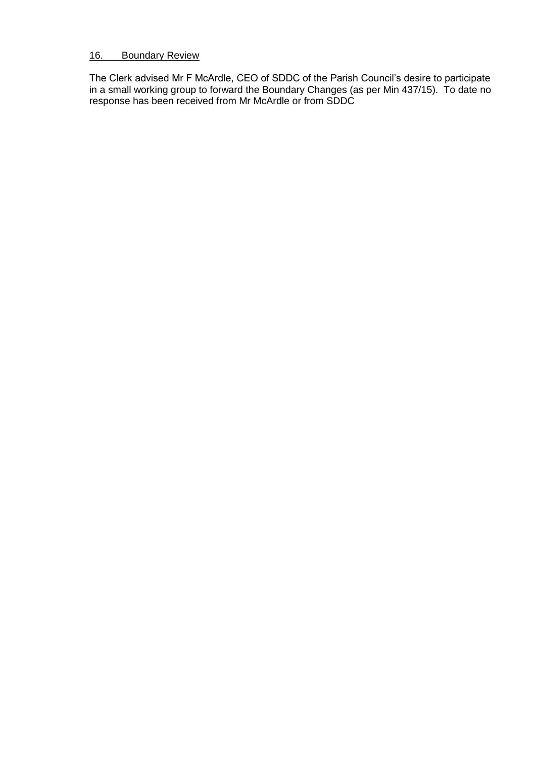16. Boundary Review

The Clerk advised Mr F McArdle, CEO of SDDC of the Parish Council's desire to participate in a small working group to forward the Boundary Changes (as per Min 437/15). To date no response has been received from Mr McArdle or from SDDC